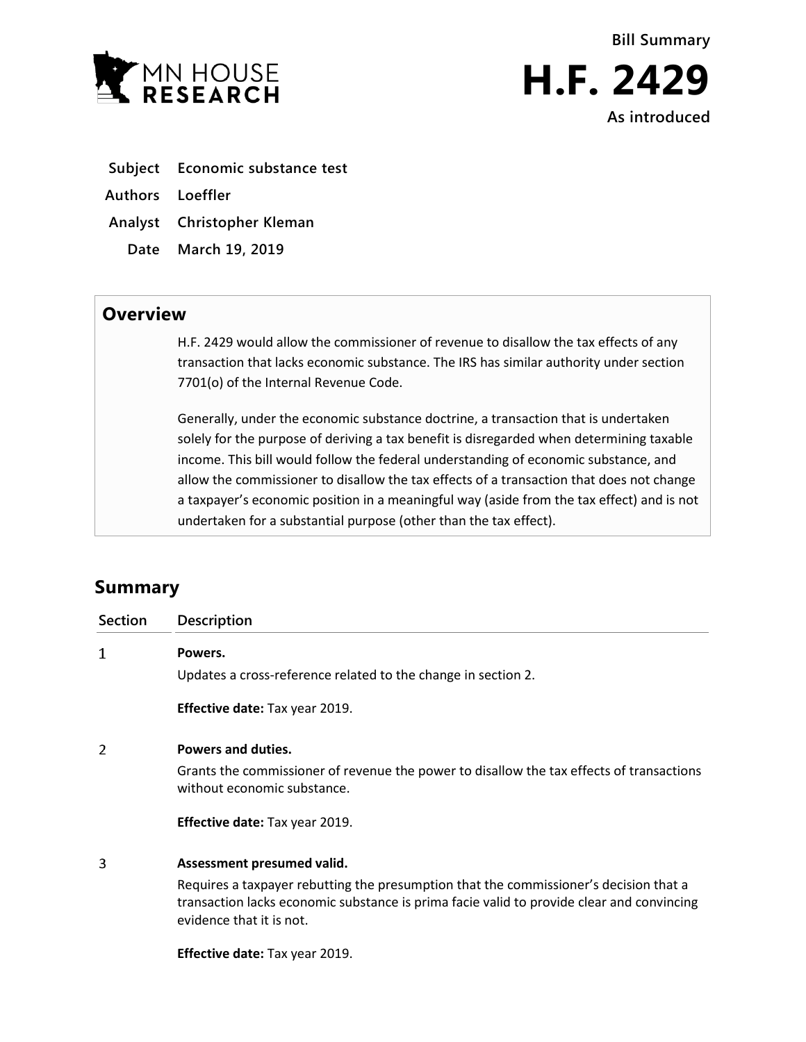MN HOUSE RESEARCH

**Bill Summary**

# H.F. 2429

**As introduced**

| | |
|---|---|
| **Subject** | **Economic substance test** |
| **Authors** | **Loeffler** |
| **Analyst** | **Christopher Kleman** |
| **Date** | **March 19, 2019** |

## Overview

H.F. 2429 would allow the commissioner of revenue to disallow the tax effects of any transaction that lacks economic substance. The IRS has similar authority under section 7701(o) of the Internal Revenue Code.

Generally, under the economic substance doctrine, a transaction that is undertaken solely for the purpose of deriving a tax benefit is disregarded when determining taxable income. This bill would follow the federal understanding of economic substance, and allow the commissioner to disallow the tax effects of a transaction that does not change a taxpayer's economic position in a meaningful way (aside from the tax effect) and is not undertaken for a substantial purpose (other than the tax effect).

## Summary

| Section | Description |
|---|---|
| 1 | **Powers.**<br>Updates a cross-reference related to the change in section 2.<br><br>**Effective date:** Tax year 2019. |
| 2 | **Powers and duties.**<br>Grants the commissioner of revenue the power to disallow the tax effects of transactions without economic substance.<br><br>**Effective date:** Tax year 2019. |
| 3 | **Assessment presumed valid.**<br>Requires a taxpayer rebutting the presumption that the commissioner's decision that a transaction lacks economic substance is prima facie valid to provide clear and convincing evidence that it is not.<br><br>**Effective date:** Tax year 2019. |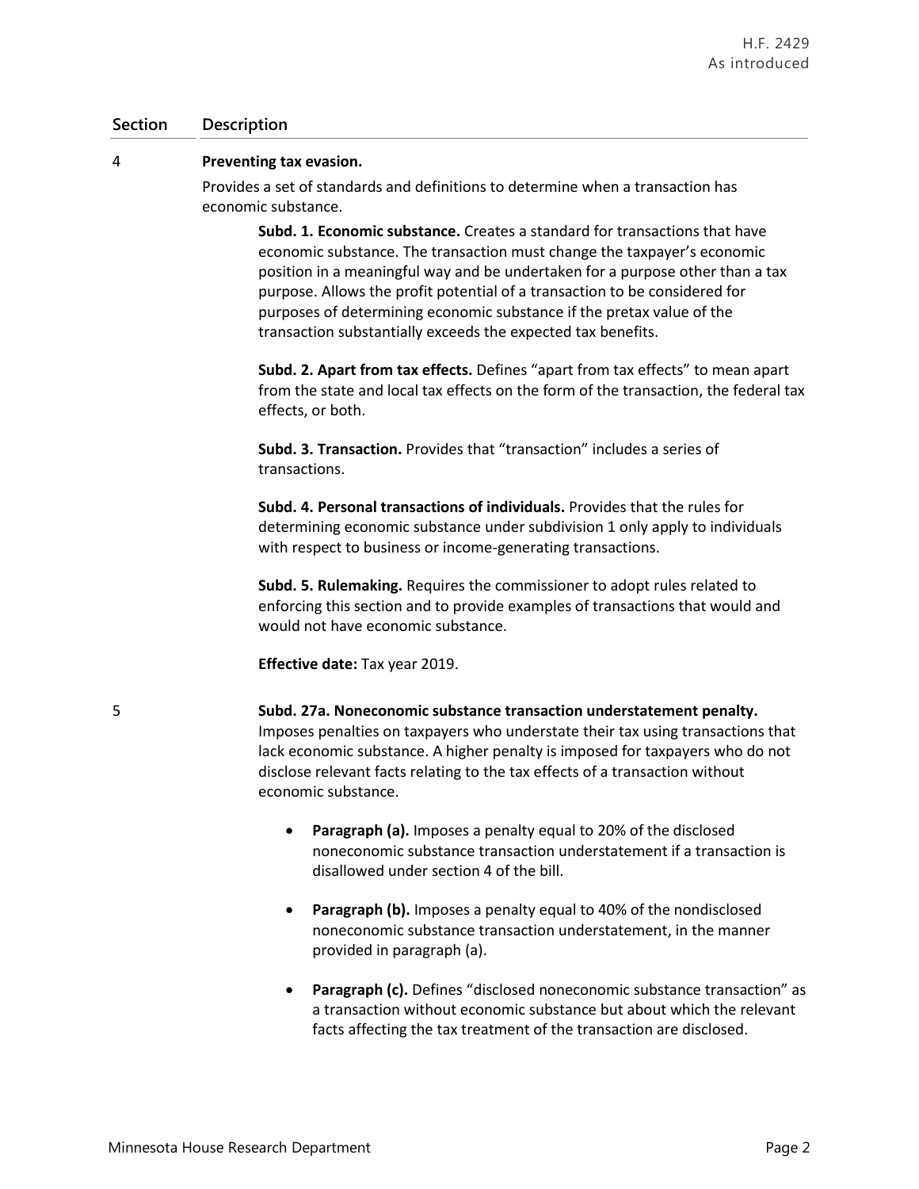| Section | Description |
|---|---|
| 4 | **Preventing tax evasion.**<br>Provides a set of standards and definitions to determine when a transaction has economic substance.<br><br>**Subd. 1. Economic substance.** Creates a standard for transactions that have economic substance. The transaction must change the taxpayer's economic position in a meaningful way and be undertaken for a purpose other than a tax purpose. Allows the profit potential of a transaction to be considered for purposes of determining economic substance if the pretax value of the transaction substantially exceeds the expected tax benefits.<br><br>**Subd. 2. Apart from tax effects.** Defines "apart from tax effects" to mean apart from the state and local tax effects on the form of the transaction, the federal tax effects, or both.<br><br>**Subd. 3. Transaction.** Provides that "transaction" includes a series of transactions.<br><br>**Subd. 4. Personal transactions of individuals.** Provides that the rules for determining economic substance under subdivision 1 only apply to individuals with respect to business or income-generating transactions.<br><br>**Subd. 5. Rulemaking.** Requires the commissioner to adopt rules related to enforcing this section and to provide examples of transactions that would and would not have economic substance.<br><br>**Effective date:** Tax year 2019. |
| 5 | **Subd. 27a. Noneconomic substance transaction understatement penalty.** Imposes penalties on taxpayers who understate their tax using transactions that lack economic substance. A higher penalty is imposed for taxpayers who do not disclose relevant facts relating to the tax effects of a transaction without economic substance.<br><br>• **Paragraph (a).** Imposes a penalty equal to 20% of the disclosed noneconomic substance transaction understatement if a transaction is disallowed under section 4 of the bill.<br><br>• **Paragraph (b).** Imposes a penalty equal to 40% of the nondisclosed noneconomic substance transaction understatement, in the manner provided in paragraph (a).<br><br>• **Paragraph (c).** Defines "disclosed noneconomic substance transaction" as a transaction without economic substance but about which the relevant facts affecting the tax treatment of the transaction are disclosed. |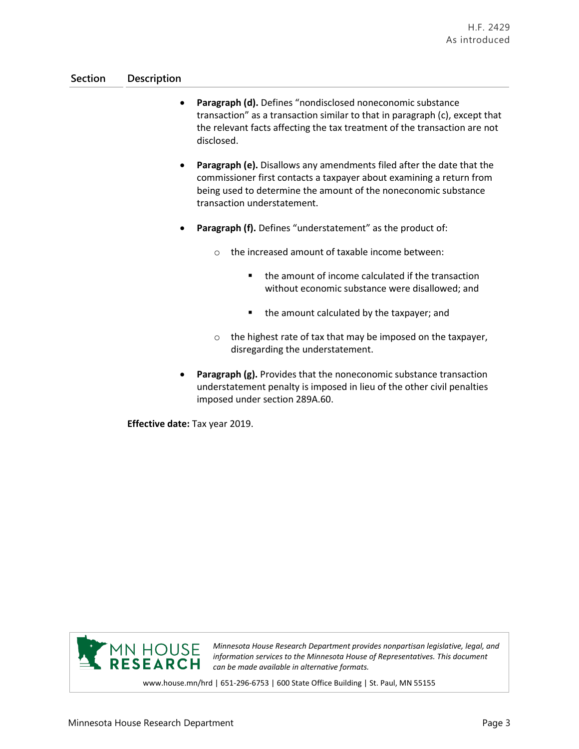| Section | Description |
|---|---|
| | - **Paragraph (d).** Defines "nondisclosed noneconomic substance transaction" as a transaction similar to that in paragraph (c), except that the relevant facts affecting the tax treatment of the transaction are not disclosed. |
| | - **Paragraph (e).** Disallows any amendments filed after the date that the commissioner first contacts a taxpayer about examining a return from being used to determine the amount of the noneconomic substance transaction understatement. |
| | - **Paragraph (f).** Defines "understatement" as the product of: |

- **Paragraph (d).** Defines "nondisclosed noneconomic substance transaction" as a transaction similar to that in paragraph (c), except that the relevant facts affecting the tax treatment of the transaction are not disclosed.
- **Paragraph (e).** Disallows any amendments filed after the date that the commissioner first contacts a taxpayer about examining a return from being used to determine the amount of the noneconomic substance transaction understatement.
- **Paragraph (f).** Defines "understatement" as the product of:
  - the increased amount of taxable income between:
    - the amount of income calculated if the transaction without economic substance were disallowed; and
    - the amount calculated by the taxpayer; and
  - the highest rate of tax that may be imposed on the taxpayer, disregarding the understatement.
- **Paragraph (g).** Provides that the noneconomic substance transaction understatement penalty is imposed in lieu of the other civil penalties imposed under section 289A.60.

**Effective date:** Tax year 2019.

MN HOUSE RESEARCH

*Minnesota House Research Department provides nonpartisan legislative, legal, and information services to the Minnesota House of Representatives. This document can be made available in alternative formats.*

www.house.mn/hrd | 651-296-6753 | 600 State Office Building | St. Paul, MN 55155